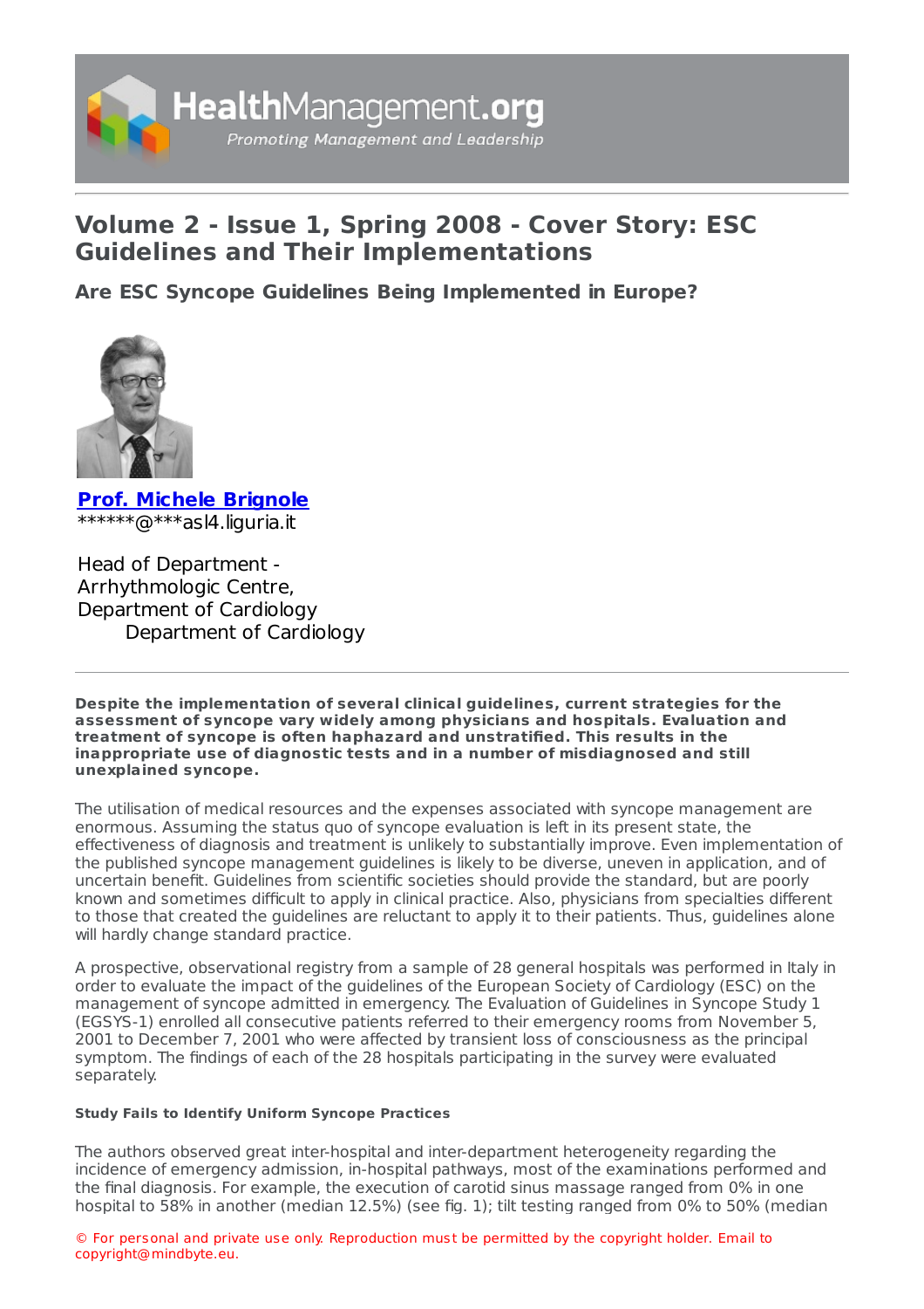# Volume 2 - Issue 1, Spring 2008 - Cover Story: ESC Guidelines and Their Implementations

## Are ESC Syncope Guidelines Being Implemented in Europe?

**Prof. Michele Brignole**
******@***asl4.liguria.it

Head of Department - Arrhythmologic Centre, Department of Cardiology
Department of Cardiology

---

**Despite the implementation of several clinical guidelines, current strategies for the assessment of syncope vary widely among physicians and hospitals. Evaluation and treatment of syncope is often haphazard and unstratified. This results in the inappropriate use of diagnostic tests and in a number of misdiagnosed and still unexplained syncope.**

The utilisation of medical resources and the expenses associated with syncope management are enormous. Assuming the status quo of syncope evaluation is left in its present state, the effectiveness of diagnosis and treatment is unlikely to substantially improve. Even implementation of the published syncope management guidelines is likely to be diverse, uneven in application, and of uncertain benefit. Guidelines from scientific societies should provide the standard, but are poorly known and sometimes difficult to apply in clinical practice. Also, physicians from specialties different to those that created the guidelines are reluctant to apply it to their patients. Thus, guidelines alone will hardly change standard practice.

A prospective, observational registry from a sample of 28 general hospitals was performed in Italy in order to evaluate the impact of the guidelines of the European Society of Cardiology (ESC) on the management of syncope admitted in emergency. The Evaluation of Guidelines in Syncope Study 1 (EGSYS-1) enrolled all consecutive patients referred to their emergency rooms from November 5, 2001 to December 7, 2001 who were affected by transient loss of consciousness as the principal symptom. The findings of each of the 28 hospitals participating in the survey were evaluated separately.

#### Study Fails to Identify Uniform Syncope Practices

The authors observed great inter-hospital and inter-department heterogeneity regarding the incidence of emergency admission, in-hospital pathways, most of the examinations performed and the final diagnosis. For example, the execution of carotid sinus massage ranged from 0% in one hospital to 58% in another (median 12.5%) (see fig. 1); tilt testing ranged from 0% to 50% (median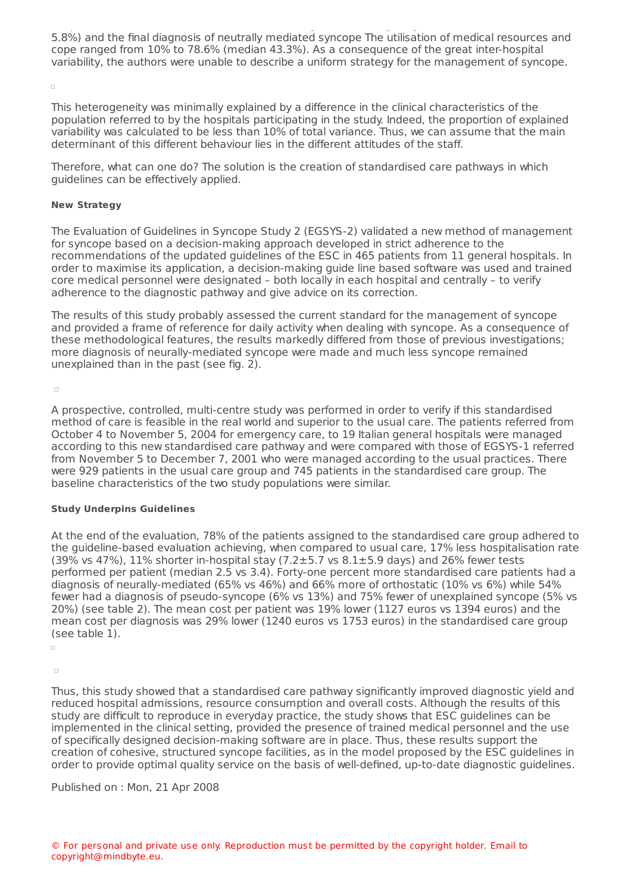5.8%) and the final diagnosis of neutrally mediated syncope The utilisation of medical resources and cope ranged from 10% to 78.6% (median 43.3%). As a consequence of the great inter-hospital variability, the authors were unable to describe a uniform strategy for the management of syncope.

This heterogeneity was minimally explained by a difference in the clinical characteristics of the population referred to by the hospitals participating in the study. Indeed, the proportion of explained variability was calculated to be less than 10% of total variance. Thus, we can assume that the main determinant of this different behaviour lies in the different attitudes of the staff.

Therefore, what can one do? The solution is the creation of standardised care pathways in which guidelines can be effectively applied.

#### New Strategy

The Evaluation of Guidelines in Syncope Study 2 (EGSYS-2) validated a new method of management for syncope based on a decision-making approach developed in strict adherence to the recommendations of the updated guidelines of the ESC in 465 patients from 11 general hospitals. In order to maximise its application, a decision-making guide line based software was used and trained core medical personnel were designated – both locally in each hospital and centrally – to verify adherence to the diagnostic pathway and give advice on its correction.

The results of this study probably assessed the current standard for the management of syncope and provided a frame of reference for daily activity when dealing with syncope. As a consequence of these methodological features, the results markedly differed from those of previous investigations; more diagnosis of neurally-mediated syncope were made and much less syncope remained unexplained than in the past (see fig. 2).

A prospective, controlled, multi-centre study was performed in order to verify if this standardised method of care is feasible in the real world and superior to the usual care. The patients referred from October 4 to November 5, 2004 for emergency care, to 19 Italian general hospitals were managed according to this new standardised care pathway and were compared with those of EGSYS-1 referred from November 5 to December 7, 2001 who were managed according to the usual practices. There were 929 patients in the usual care group and 745 patients in the standardised care group. The baseline characteristics of the two study populations were similar.

#### Study Underpins Guidelines

At the end of the evaluation, 78% of the patients assigned to the standardised care group adhered to the guideline-based evaluation achieving, when compared to usual care, 17% less hospitalisation rate (39% vs 47%), 11% shorter in-hospital stay (7.2±5.7 vs 8.1±5.9 days) and 26% fewer tests performed per patient (median 2.5 vs 3.4). Forty-one percent more standardised care patients had a diagnosis of neurally-mediated (65% vs 46%) and 66% more of orthostatic (10% vs 6%) while 54% fewer had a diagnosis of pseudo-syncope (6% vs 13%) and 75% fewer of unexplained syncope (5% vs 20%) (see table 2). The mean cost per patient was 19% lower (1127 euros vs 1394 euros) and the mean cost per diagnosis was 29% lower (1240 euros vs 1753 euros) in the standardised care group (see table 1).

Thus, this study showed that a standardised care pathway significantly improved diagnostic yield and reduced hospital admissions, resource consumption and overall costs. Although the results of this study are difficult to reproduce in everyday practice, the study shows that ESC guidelines can be implemented in the clinical setting, provided the presence of trained medical personnel and the use of specifically designed decision-making software are in place. Thus, these results support the creation of cohesive, structured syncope facilities, as in the model proposed by the ESC guidelines in order to provide optimal quality service on the basis of well-defined, up-to-date diagnostic guidelines.

Published on : Mon, 21 Apr 2008

© For personal and private use only. Reproduction must be permitted by the copyright holder. Email to copyright@mindbyte.eu.